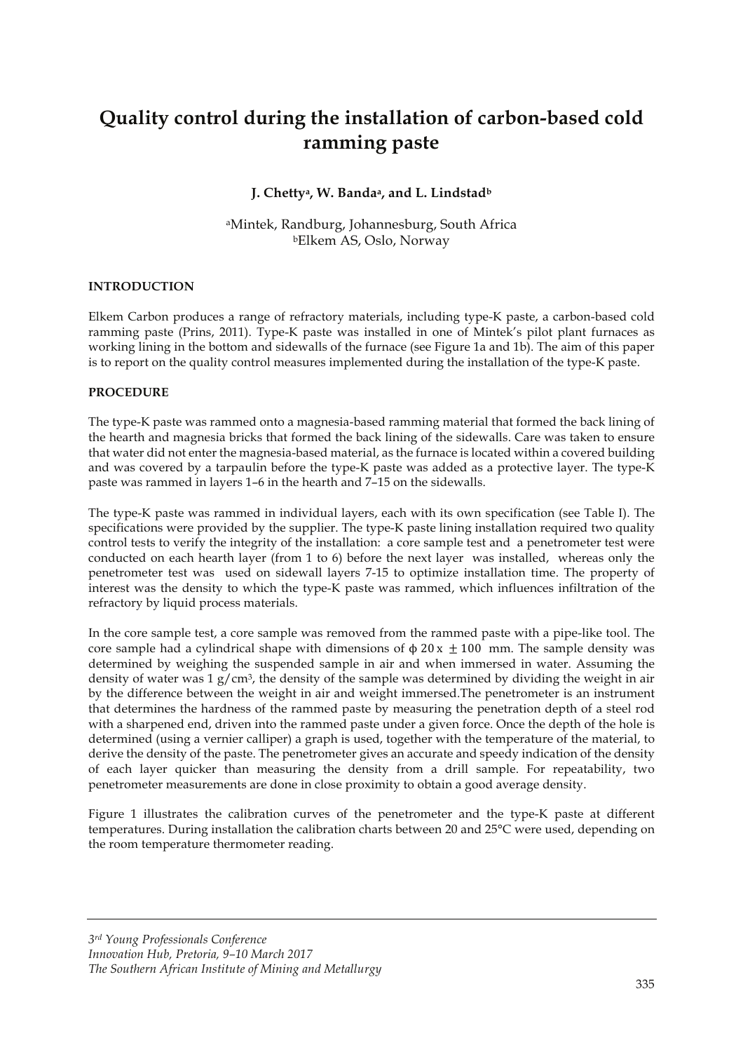# Quality control during the installation of carbon-based cold ramming paste

**J. Chetty[a], W. Banda[a], and L. Lindstad[b]**

[a]Mintek, Randburg, Johannesburg, South Africa
[b]Elkem AS, Oslo, Norway

## INTRODUCTION

Elkem Carbon produces a range of refractory materials, including type-K paste, a carbon-based cold ramming paste (Prins, 2011). Type-K paste was installed in one of Mintek's pilot plant furnaces as working lining in the bottom and sidewalls of the furnace (see Figure 1a and 1b). The aim of this paper is to report on the quality control measures implemented during the installation of the type-K paste.

## PROCEDURE

The type-K paste was rammed onto a magnesia-based ramming material that formed the back lining of the hearth and magnesia bricks that formed the back lining of the sidewalls. Care was taken to ensure that water did not enter the magnesia-based material, as the furnace is located within a covered building and was covered by a tarpaulin before the type-K paste was added as a protective layer. The type-K paste was rammed in layers 1–6 in the hearth and 7–15 on the sidewalls.

The type-K paste was rammed in individual layers, each with its own specification (see Table I). The specifications were provided by the supplier. The type-K paste lining installation required two quality control tests to verify the integrity of the installation: a core sample test and a penetrometer test were conducted on each hearth layer (from 1 to 6) before the next layer was installed, whereas only the penetrometer test was used on sidewall layers 7-15 to optimize installation time. The property of interest was the density to which the type-K paste was rammed, which influences infiltration of the refractory by liquid process materials.

In the core sample test, a core sample was removed from the rammed paste with a pipe-like tool. The core sample had a cylindrical shape with dimensions of $\phi\ 20\,x\ \pm 100$ mm. The sample density was determined by weighing the suspended sample in air and when immersed in water. Assuming the density of water was 1 g/cm$^3$, the density of the sample was determined by dividing the weight in air by the difference between the weight in air and weight immersed.The penetrometer is an instrument that determines the hardness of the rammed paste by measuring the penetration depth of a steel rod with a sharpened end, driven into the rammed paste under a given force. Once the depth of the hole is determined (using a vernier calliper) a graph is used, together with the temperature of the material, to derive the density of the paste. The penetrometer gives an accurate and speedy indication of the density of each layer quicker than measuring the density from a drill sample. For repeatability, two penetrometer measurements are done in close proximity to obtain a good average density.

Figure 1 illustrates the calibration curves of the penetrometer and the type-K paste at different temperatures. During installation the calibration charts between 20 and 25°C were used, depending on the room temperature thermometer reading.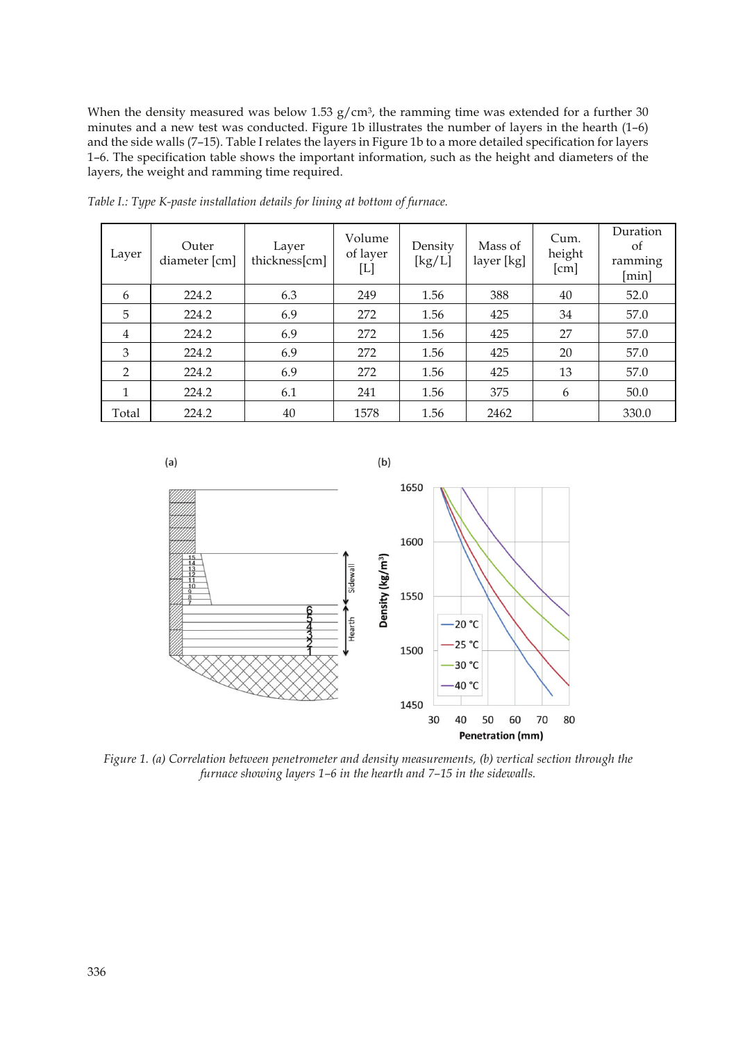When the density measured was below 1.53 g/cm$^3$, the ramming time was extended for a further 30 minutes and a new test was conducted. Figure 1b illustrates the number of layers in the hearth (1–6) and the side walls (7–15). Table I relates the layers in Figure 1b to a more detailed specification for layers 1–6. The specification table shows the important information, such as the height and diameters of the layers, the weight and ramming time required.

*Table I.: Type K-paste installation details for lining at bottom of furnace.*

| Layer | Outer diameter [cm] | Layer thickness[cm] | Volume of layer [L] | Density [kg/L] | Mass of layer [kg] | Cum. height [cm] | Duration of ramming [min] |
|---|---|---|---|---|---|---|---|
| 6 | 224.2 | 6.3 | 249 | 1.56 | 388 | 40 | 52.0 |
| 5 | 224.2 | 6.9 | 272 | 1.56 | 425 | 34 | 57.0 |
| 4 | 224.2 | 6.9 | 272 | 1.56 | 425 | 27 | 57.0 |
| 3 | 224.2 | 6.9 | 272 | 1.56 | 425 | 20 | 57.0 |
| 2 | 224.2 | 6.9 | 272 | 1.56 | 425 | 13 | 57.0 |
| 1 | 224.2 | 6.1 | 241 | 1.56 | 375 | 6 | 50.0 |
| Total | 224.2 | 40 | 1578 | 1.56 | 2462 | | 330.0 |

*Figure 1. (a) Correlation between penetrometer and density measurements, (b) vertical section through the furnace showing layers 1–6 in the hearth and 7–15 in the sidewalls.*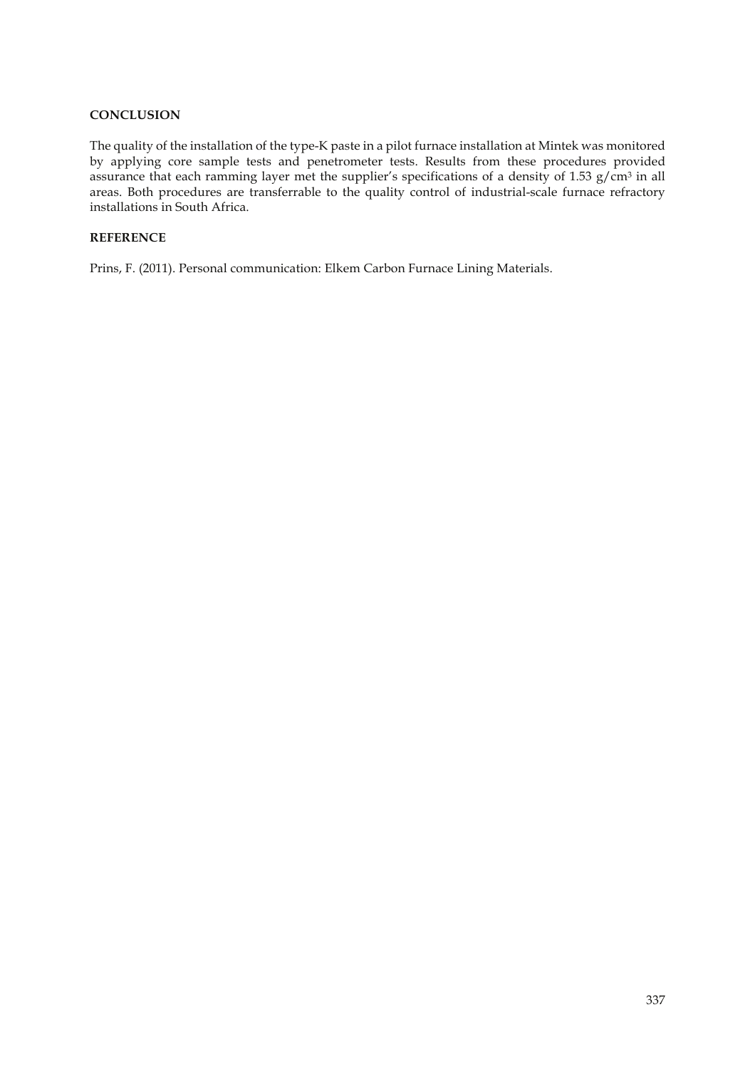## CONCLUSION

The quality of the installation of the type-K paste in a pilot furnace installation at Mintek was monitored by applying core sample tests and penetrometer tests. Results from these procedures provided assurance that each ramming layer met the supplier's specifications of a density of 1.53 $g/cm^3$ in all areas. Both procedures are transferrable to the quality control of industrial-scale furnace refractory installations in South Africa.

## REFERENCE

Prins, F. (2011). Personal communication: Elkem Carbon Furnace Lining Materials.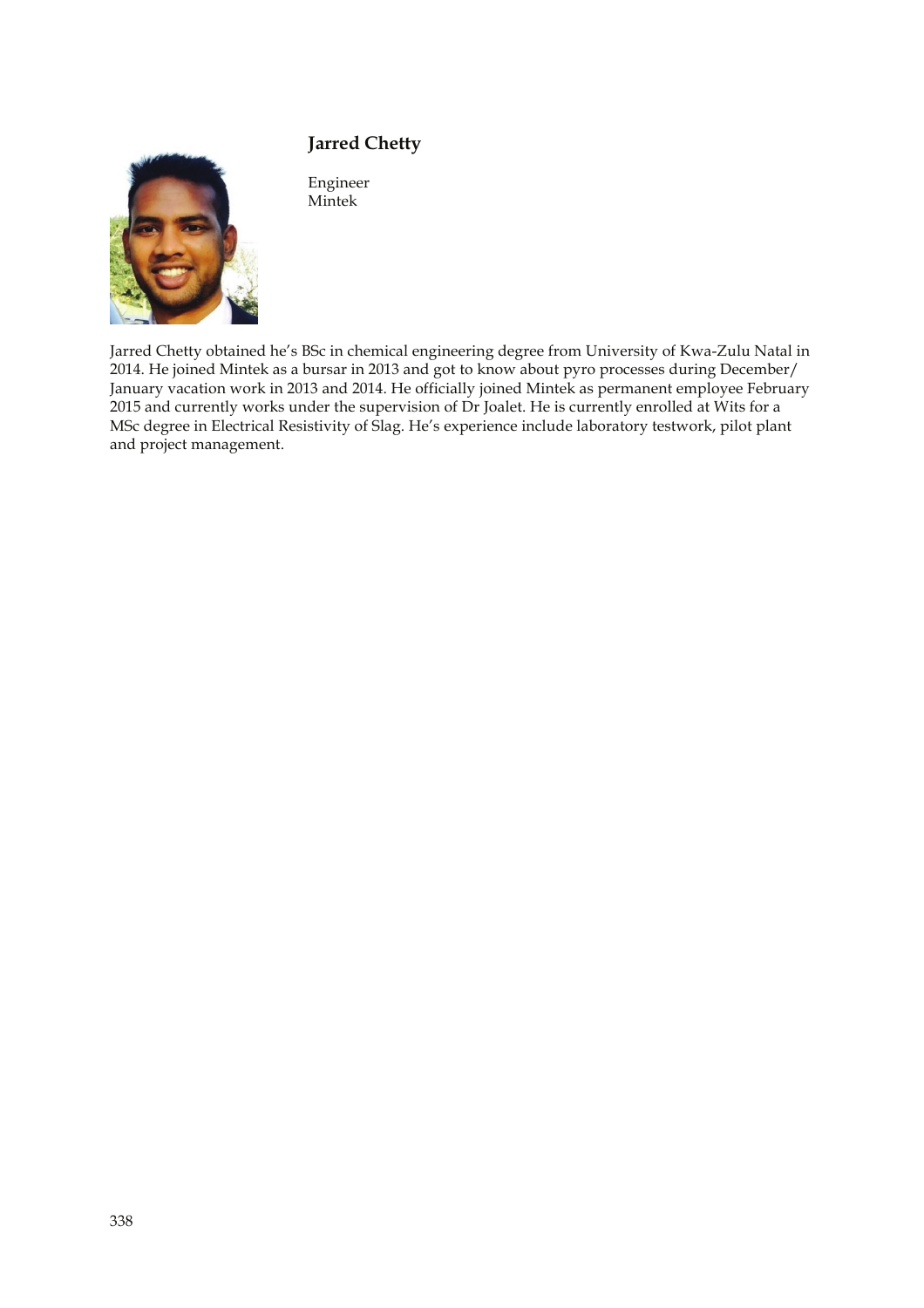## Jarred Chetty

Engineer
Mintek

Jarred Chetty obtained he's BSc in chemical engineering degree from University of Kwa-Zulu Natal in 2014. He joined Mintek as a bursar in 2013 and got to know about pyro processes during December/January vacation work in 2013 and 2014. He officially joined Mintek as permanent employee February 2015 and currently works under the supervision of Dr Joalet. He is currently enrolled at Wits for a MSc degree in Electrical Resistivity of Slag. He's experience include laboratory testwork, pilot plant and project management.